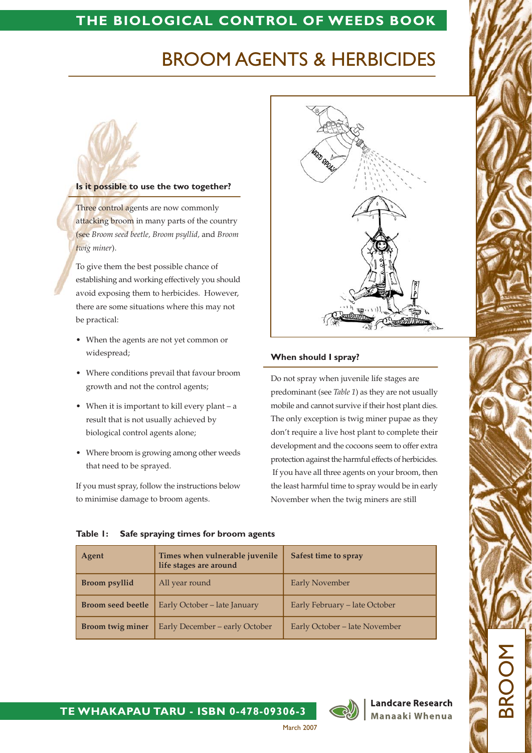# BROOM AGENTS & HERBICIDES

### Is it possible to use the two together?

Three control agents are now commonly attacking broom in many parts of the country (see *Broom seed beetle, Broom psyllid,* and *Broom twig miner*).

To give them the best possible chance of establishing and working effectively you should avoid exposing them to herbicides. However, there are some situations where this may not be practical:

- When the agents are not yet common or widespread;
- Where conditions prevail that favour broom growth and not the control agents;
- When it is important to kill every plant – a result that is not usually achieved by biological control agents alone;
- Where broom is growing among other weeds that need to be sprayed.

If you must spray, follow the instructions below to minimise damage to broom agents.

### When should I spray?

Do not spray when juvenile life stages are predominant (see *Table 1*) as they are not usually mobile and cannot survive if their host plant dies. The only exception is twig miner pupae as they don't require a live host plant to complete their development and the cocoons seem to offer extra protection against the harmful effects of herbicides. If you have all three agents on your broom, then the least harmful time to spray would be in early November when the twig miners are still

**Table 1: Safe spraying times for broom agents**

| Agent | Times when vulnerable juvenile life stages are around | Safest time to spray |
|---|---|---|
| **Broom psyllid** | All year round | Early November |
| **Broom seed beetle** | Early October – late January | Early February – late October |
| **Broom twig miner** | Early December – early October | Early October – late November |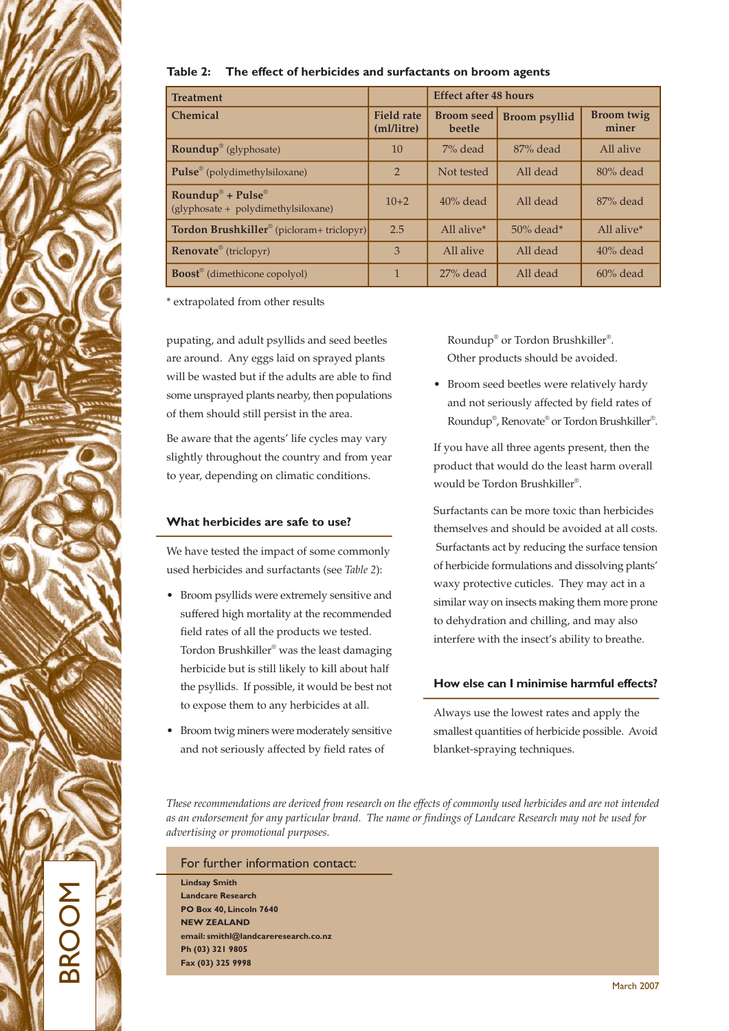**Table 2: The effect of herbicides and surfactants on broom agents**

| Treatment | | Effect after 48 hours | | |
|---|---|---|---|---|
| Chemical | Field rate (ml/litre) | Broom seed beetle | Broom psyllid | Broom twig miner |
| **Roundup**® (glyphosate) | 10 | 7% dead | 87% dead | All alive |
| **Pulse**® (polydimethylsiloxane) | 2 | Not tested | All dead | 80% dead |
| **Roundup® + Pulse®** (glyphosate + polydimethylsiloxane) | 10+2 | 40% dead | All dead | 87% dead |
| **Tordon Brushkiller**® (picloram+ triclopyr) | 2.5 | All alive* | 50% dead* | All alive* |
| **Renovate**® (triclopyr) | 3 | All alive | All dead | 40% dead |
| **Boost**® (dimethicone copolyol) | 1 | 27% dead | All dead | 60% dead |

\* extrapolated from other results

pupating, and adult psyllids and seed beetles are around. Any eggs laid on sprayed plants will be wasted but if the adults are able to find some unsprayed plants nearby, then populations of them should still persist in the area.

Be aware that the agents' life cycles may vary slightly throughout the country and from year to year, depending on climatic conditions.

### What herbicides are safe to use?

We have tested the impact of some commonly used herbicides and surfactants (see *Table 2*):

- Broom psyllids were extremely sensitive and suffered high mortality at the recommended field rates of all the products we tested. Tordon Brushkiller® was the least damaging herbicide but is still likely to kill about half the psyllids. If possible, it would be best not to expose them to any herbicides at all.
- Broom twig miners were moderately sensitive and not seriously affected by field rates of Roundup® or Tordon Brushkiller®. Other products should be avoided.
- Broom seed beetles were relatively hardy and not seriously affected by field rates of Roundup®, Renovate® or Tordon Brushkiller®.

If you have all three agents present, then the product that would do the least harm overall would be Tordon Brushkiller®.

Surfactants can be more toxic than herbicides themselves and should be avoided at all costs. Surfactants act by reducing the surface tension of herbicide formulations and dissolving plants' waxy protective cuticles. They may act in a similar way on insects making them more prone to dehydration and chilling, and may also interfere with the insect's ability to breathe.

### How else can I minimise harmful effects?

Always use the lowest rates and apply the smallest quantities of herbicide possible. Avoid blanket-spraying techniques.

*These recommendations are derived from research on the effects of commonly used herbicides and are not intended as an endorsement for any particular brand. The name or findings of Landcare Research may not be used for advertising or promotional purposes.*

For further information contact:

**Lindsay Smith**
**Landcare Research**
**PO Box 40, Lincoln 7640**
**NEW ZEALAND**
**email: smithl@landcareresearch.co.nz**
**Ph (03) 321 9805**
**Fax (03) 325 9998**

March 2007